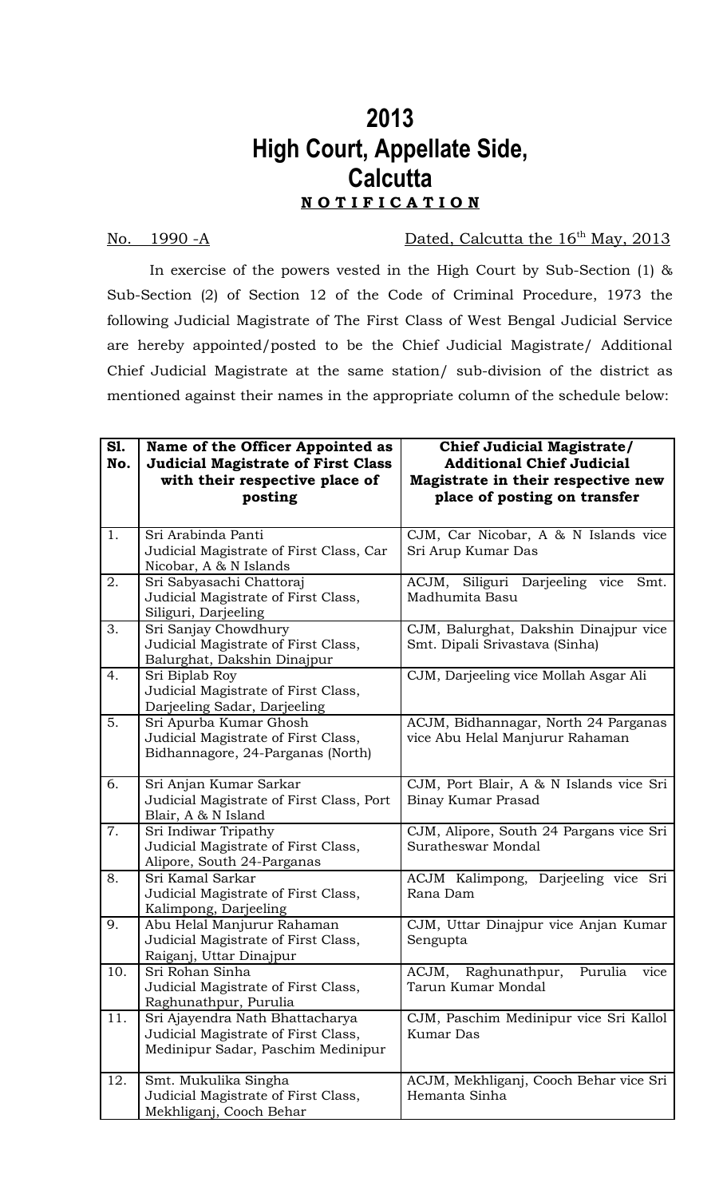# 2013
# High Court, Appellate Side, Calcutta
## **N O T I F I C A T I O N**

No. 1990 -A Dated, Calcutta the 16th May, 2013

In exercise of the powers vested in the High Court by Sub-Section (1) & Sub-Section (2) of Section 12 of the Code of Criminal Procedure, 1973 the following Judicial Magistrate of The First Class of West Bengal Judicial Service are hereby appointed/posted to be the Chief Judicial Magistrate/ Additional Chief Judicial Magistrate at the same station/ sub-division of the district as mentioned against their names in the appropriate column of the schedule below:

| Sl. No. | Name of the Officer Appointed as Judicial Magistrate of First Class with their respective place of posting | Chief Judicial Magistrate/ Additional Chief Judicial Magistrate in their respective new place of posting on transfer |
|---|---|---|
| 1. | Sri Arabinda Panti<br>Judicial Magistrate of First Class, Car Nicobar, A & N Islands | CJM, Car Nicobar, A & N Islands vice Sri Arup Kumar Das |
| 2. | Sri Sabyasachi Chattoraj<br>Judicial Magistrate of First Class, Siliguri, Darjeeling | ACJM, Siliguri Darjeeling vice Smt. Madhumita Basu |
| 3. | Sri Sanjay Chowdhury<br>Judicial Magistrate of First Class, Balurghat, Dakshin Dinajpur | CJM, Balurghat, Dakshin Dinajpur vice Smt. Dipali Srivastava (Sinha) |
| 4. | Sri Biplab Roy<br>Judicial Magistrate of First Class, Darjeeling Sadar, Darjeeling | CJM, Darjeeling vice Mollah Asgar Ali |
| 5. | Sri Apurba Kumar Ghosh<br>Judicial Magistrate of First Class, Bidhannagore, 24-Parganas (North) | ACJM, Bidhannagar, North 24 Parganas vice Abu Helal Manjurur Rahaman |
| 6. | Sri Anjan Kumar Sarkar<br>Judicial Magistrate of First Class, Port Blair, A & N Island | CJM, Port Blair, A & N Islands vice Sri Binay Kumar Prasad |
| 7. | Sri Indiwar Tripathy<br>Judicial Magistrate of First Class, Alipore, South 24-Parganas | CJM, Alipore, South 24 Pargans vice Sri Suratheswar Mondal |
| 8. | Sri Kamal Sarkar<br>Judicial Magistrate of First Class, Kalimpong, Darjeeling | ACJM Kalimpong, Darjeeling vice Sri Rana Dam |
| 9. | Abu Helal Manjurur Rahaman<br>Judicial Magistrate of First Class, Raiganj, Uttar Dinajpur | CJM, Uttar Dinajpur vice Anjan Kumar Sengupta |
| 10. | Sri Rohan Sinha<br>Judicial Magistrate of First Class, Raghunathpur, Purulia | ACJM, Raghunathpur, Purulia vice Tarun Kumar Mondal |
| 11. | Sri Ajayendra Nath Bhattacharya<br>Judicial Magistrate of First Class, Medinipur Sadar, Paschim Medinipur | CJM, Paschim Medinipur vice Sri Kallol Kumar Das |
| 12. | Smt. Mukulika Singha<br>Judicial Magistrate of First Class, Mekhliganj, Cooch Behar | ACJM, Mekhliganj, Cooch Behar vice Sri Hemanta Sinha |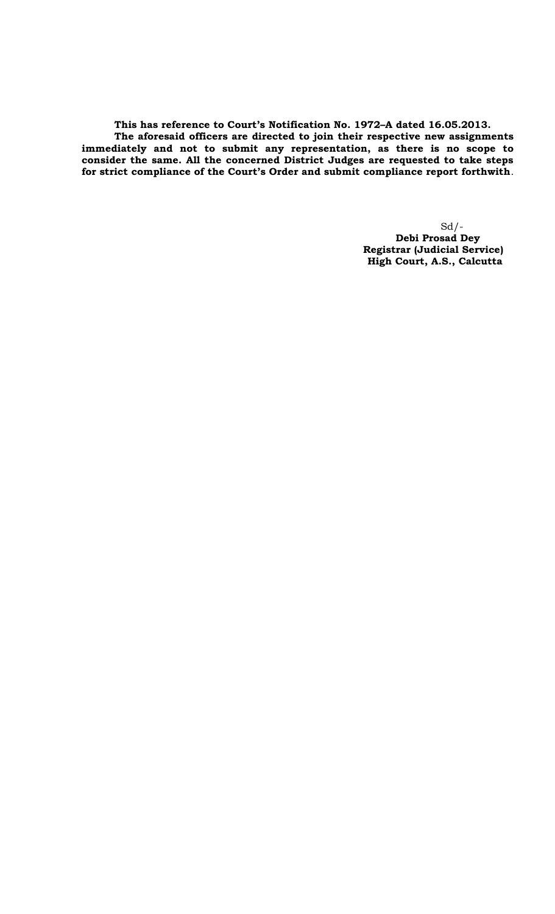**This has reference to Court's Notification No. 1972–A dated 16.05.2013.**

**The aforesaid officers are directed to join their respective new assignments immediately and not to submit any representation, as there is no scope to consider the same. All the concerned District Judges are requested to take steps for strict compliance of the Court's Order and submit compliance report forthwith**.

Sd/-
**Debi Prosad Dey**
**Registrar (Judicial Service)**
**High Court, A.S., Calcutta**